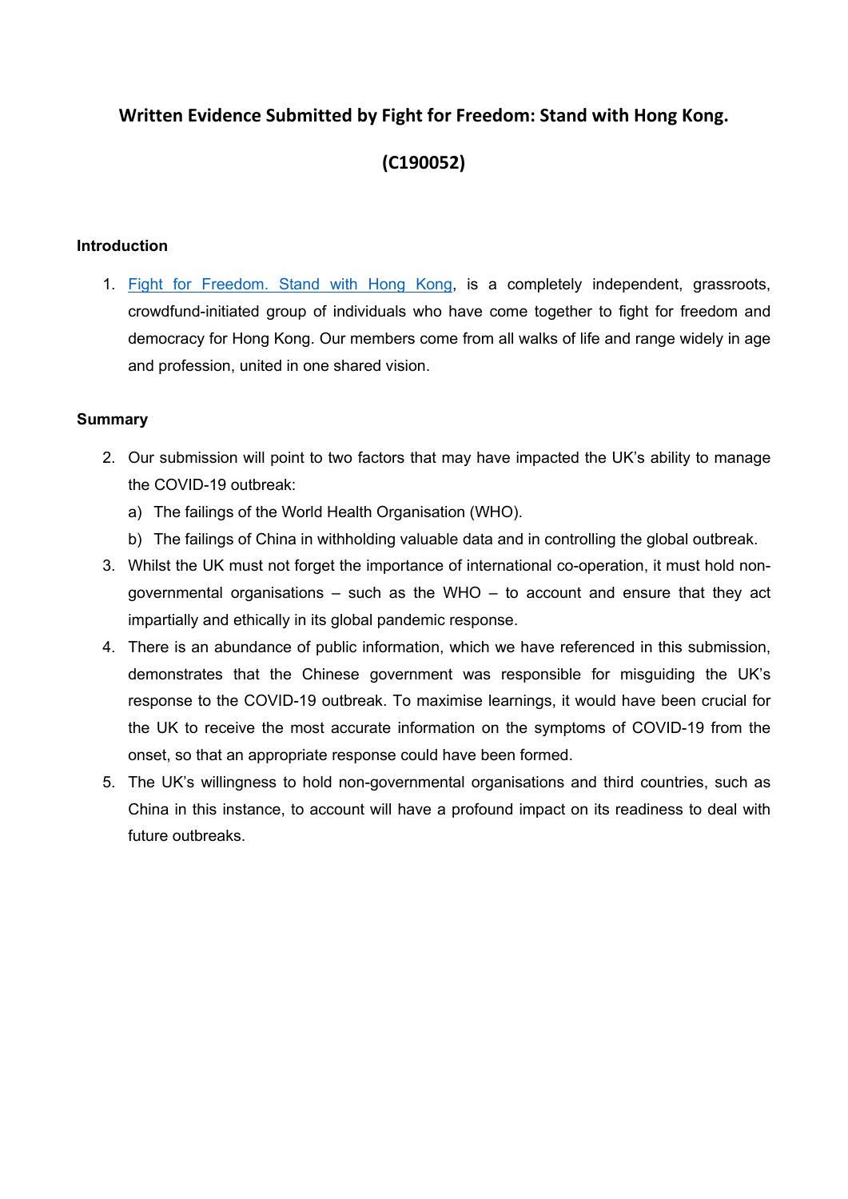# Written Evidence Submitted by Fight for Freedom: Stand with Hong Kong.

# (C190052)

## Introduction

1. [Fight for Freedom. Stand with Hong Kong](), is a completely independent, grassroots, crowdfund-initiated group of individuals who have come together to fight for freedom and democracy for Hong Kong. Our members come from all walks of life and range widely in age and profession, united in one shared vision.

## Summary

2. Our submission will point to two factors that may have impacted the UK's ability to manage the COVID-19 outbreak:
   a) The failings of the World Health Organisation (WHO).
   b) The failings of China in withholding valuable data and in controlling the global outbreak.
3. Whilst the UK must not forget the importance of international co-operation, it must hold non-governmental organisations – such as the WHO – to account and ensure that they act impartially and ethically in its global pandemic response.
4. There is an abundance of public information, which we have referenced in this submission, demonstrates that the Chinese government was responsible for misguiding the UK's response to the COVID-19 outbreak. To maximise learnings, it would have been crucial for the UK to receive the most accurate information on the symptoms of COVID-19 from the onset, so that an appropriate response could have been formed.
5. The UK's willingness to hold non-governmental organisations and third countries, such as China in this instance, to account will have a profound impact on its readiness to deal with future outbreaks.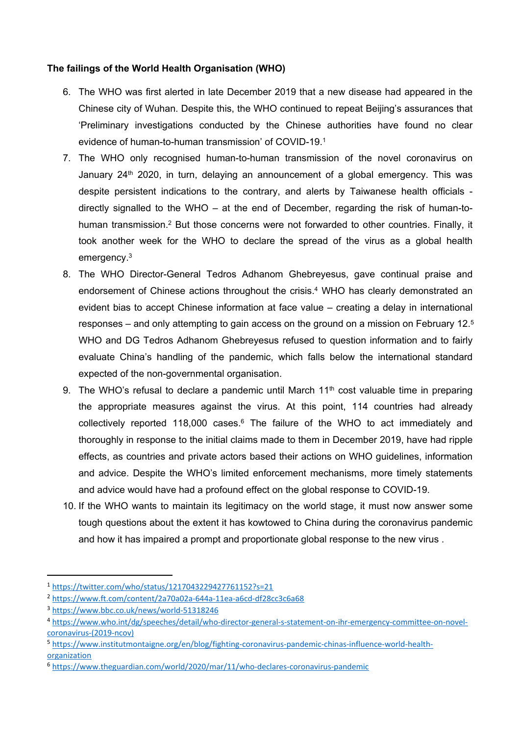**The failings of the World Health Organisation (WHO)**

6. The WHO was first alerted in late December 2019 that a new disease had appeared in the Chinese city of Wuhan. Despite this, the WHO continued to repeat Beijing's assurances that 'Preliminary investigations conducted by the Chinese authorities have found no clear evidence of human-to-human transmission' of COVID-19.[1]
7. The WHO only recognised human-to-human transmission of the novel coronavirus on January 24th 2020, in turn, delaying an announcement of a global emergency. This was despite persistent indications to the contrary, and alerts by Taiwanese health officials - directly signalled to the WHO – at the end of December, regarding the risk of human-to-human transmission.[2] But those concerns were not forwarded to other countries. Finally, it took another week for the WHO to declare the spread of the virus as a global health emergency.[3]
8. The WHO Director-General Tedros Adhanom Ghebreyesus, gave continual praise and endorsement of Chinese actions throughout the crisis.[4] WHO has clearly demonstrated an evident bias to accept Chinese information at face value – creating a delay in international responses – and only attempting to gain access on the ground on a mission on February 12.[5] WHO and DG Tedros Adhanom Ghebreyesus refused to question information and to fairly evaluate China's handling of the pandemic, which falls below the international standard expected of the non-governmental organisation.
9. The WHO's refusal to declare a pandemic until March 11th cost valuable time in preparing the appropriate measures against the virus. At this point, 114 countries had already collectively reported 118,000 cases.[6] The failure of the WHO to act immediately and thoroughly in response to the initial claims made to them in December 2019, have had ripple effects, as countries and private actors based their actions on WHO guidelines, information and advice. Despite the WHO's limited enforcement mechanisms, more timely statements and advice would have had a profound effect on the global response to COVID-19.
10. If the WHO wants to maintain its legitimacy on the world stage, it must now answer some tough questions about the extent it has kowtowed to China during the coronavirus pandemic and how it has impaired a prompt and proportionate global response to the new virus .

---

[1] https://twitter.com/who/status/1217043229427761152?s=21

[2] https://www.ft.com/content/2a70a02a-644a-11ea-a6cd-df28cc3c6a68

[3] https://www.bbc.co.uk/news/world-51318246

[4] https://www.who.int/dg/speeches/detail/who-director-general-s-statement-on-ihr-emergency-committee-on-novel-coronavirus-(2019-ncov)

[5] https://www.institutmontaigne.org/en/blog/fighting-coronavirus-pandemic-chinas-influence-world-health-organization

[6] https://www.theguardian.com/world/2020/mar/11/who-declares-coronavirus-pandemic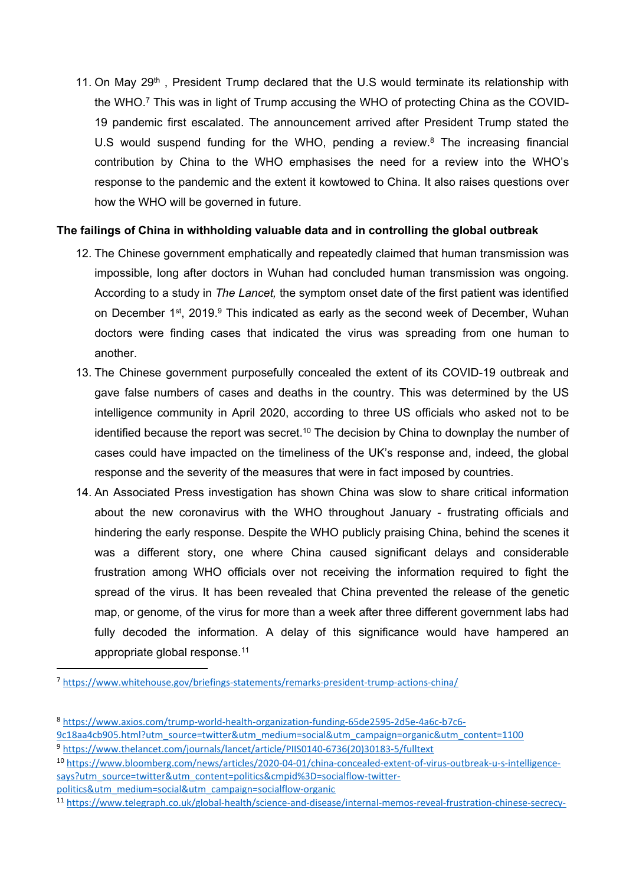11. On May 29th , President Trump declared that the U.S would terminate its relationship with the WHO.[7] This was in light of Trump accusing the WHO of protecting China as the COVID-19 pandemic first escalated. The announcement arrived after President Trump stated the U.S would suspend funding for the WHO, pending a review.[8] The increasing financial contribution by China to the WHO emphasises the need for a review into the WHO's response to the pandemic and the extent it kowtowed to China. It also raises questions over how the WHO will be governed in future.

**The failings of China in withholding valuable data and in controlling the global outbreak**

12. The Chinese government emphatically and repeatedly claimed that human transmission was impossible, long after doctors in Wuhan had concluded human transmission was ongoing. According to a study in *The Lancet,* the symptom onset date of the first patient was identified on December 1st, 2019.[9] This indicated as early as the second week of December, Wuhan doctors were finding cases that indicated the virus was spreading from one human to another.
13. The Chinese government purposefully concealed the extent of its COVID-19 outbreak and gave false numbers of cases and deaths in the country. This was determined by the US intelligence community in April 2020, according to three US officials who asked not to be identified because the report was secret.[10] The decision by China to downplay the number of cases could have impacted on the timeliness of the UK's response and, indeed, the global response and the severity of the measures that were in fact imposed by countries.
14. An Associated Press investigation has shown China was slow to share critical information about the new coronavirus with the WHO throughout January - frustrating officials and hindering the early response. Despite the WHO publicly praising China, behind the scenes it was a different story, one where China caused significant delays and considerable frustration among WHO officials over not receiving the information required to fight the spread of the virus. It has been revealed that China prevented the release of the genetic map, or genome, of the virus for more than a week after three different government labs had fully decoded the information. A delay of this significance would have hampered an appropriate global response.[11]

---

[7] https://www.whitehouse.gov/briefings-statements/remarks-president-trump-actions-china/

[8] https://www.axios.com/trump-world-health-organization-funding-65de2595-2d5e-4a6c-b7c6-9c18aa4cb905.html?utm_source=twitter&utm_medium=social&utm_campaign=organic&utm_content=1100

[9] https://www.thelancet.com/journals/lancet/article/PIIS0140-6736(20)30183-5/fulltext

[10] https://www.bloomberg.com/news/articles/2020-04-01/china-concealed-extent-of-virus-outbreak-u-s-intelligence-says?utm_source=twitter&utm_content=politics&cmpid%3D=socialflow-twitter-politics&utm_medium=social&utm_campaign=socialflow-organic

[11] https://www.telegraph.co.uk/global-health/science-and-disease/internal-memos-reveal-frustration-chinese-secrecy-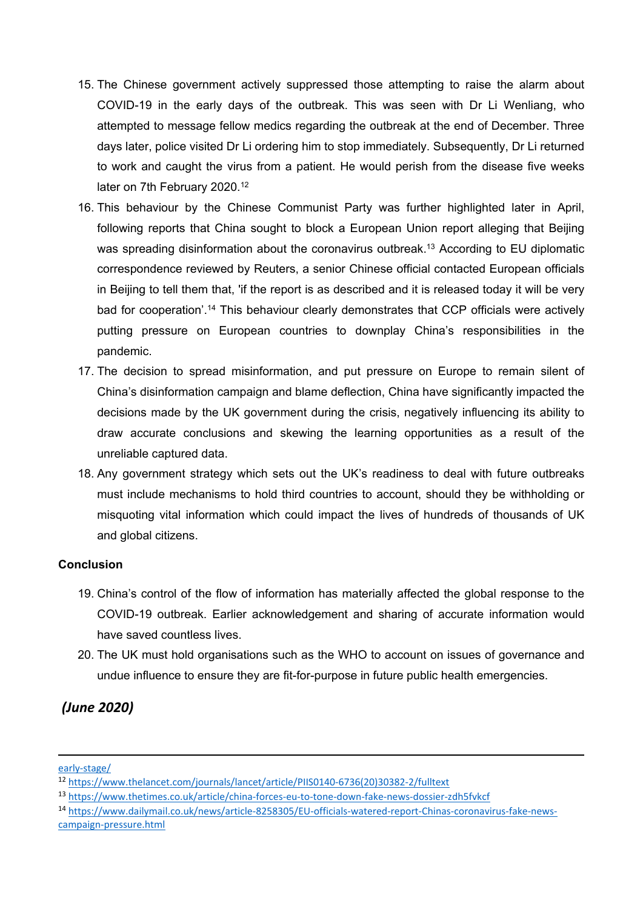15. The Chinese government actively suppressed those attempting to raise the alarm about COVID-19 in the early days of the outbreak. This was seen with Dr Li Wenliang, who attempted to message fellow medics regarding the outbreak at the end of December. Three days later, police visited Dr Li ordering him to stop immediately. Subsequently, Dr Li returned to work and caught the virus from a patient. He would perish from the disease five weeks later on 7th February 2020.[12]
16. This behaviour by the Chinese Communist Party was further highlighted later in April, following reports that China sought to block a European Union report alleging that Beijing was spreading disinformation about the coronavirus outbreak.[13] According to EU diplomatic correspondence reviewed by Reuters, a senior Chinese official contacted European officials in Beijing to tell them that, 'if the report is as described and it is released today it will be very bad for cooperation'.[14] This behaviour clearly demonstrates that CCP officials were actively putting pressure on European countries to downplay China's responsibilities in the pandemic.
17. The decision to spread misinformation, and put pressure on Europe to remain silent of China's disinformation campaign and blame deflection, China have significantly impacted the decisions made by the UK government during the crisis, negatively influencing its ability to draw accurate conclusions and skewing the learning opportunities as a result of the unreliable captured data.
18. Any government strategy which sets out the UK's readiness to deal with future outbreaks must include mechanisms to hold third countries to account, should they be withholding or misquoting vital information which could impact the lives of hundreds of thousands of UK and global citizens.

**Conclusion**

19. China's control of the flow of information has materially affected the global response to the COVID-19 outbreak. Earlier acknowledgement and sharing of accurate information would have saved countless lives.
20. The UK must hold organisations such as the WHO to account on issues of governance and undue influence to ensure they are fit-for-purpose in future public health emergencies.

***(June 2020)***

---

early-stage/

[12] https://www.thelancet.com/journals/lancet/article/PIIS0140-6736(20)30382-2/fulltext

[13] https://www.thetimes.co.uk/article/china-forces-eu-to-tone-down-fake-news-dossier-zdh5fvkcf

[14] https://www.dailymail.co.uk/news/article-8258305/EU-officials-watered-report-Chinas-coronavirus-fake-news-campaign-pressure.html